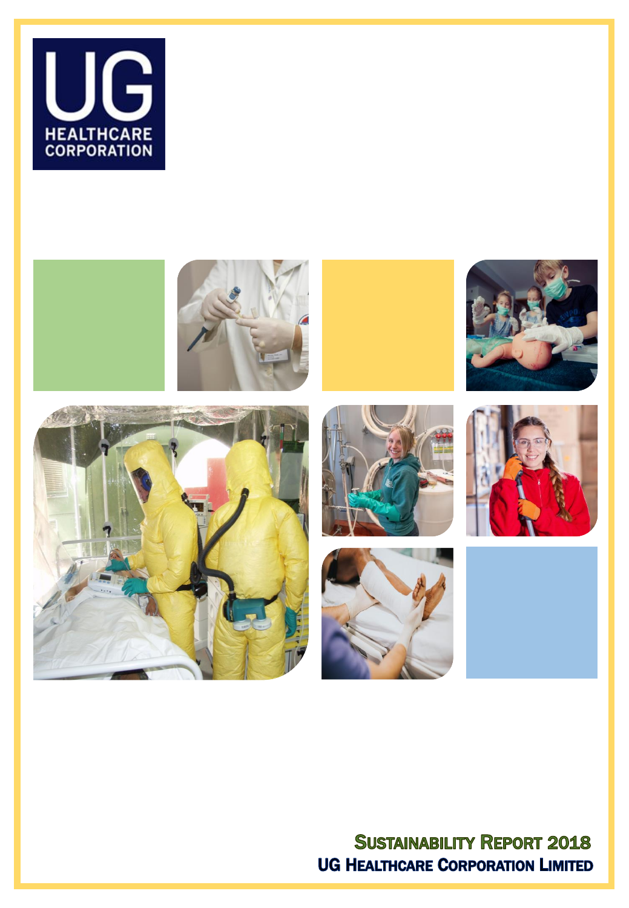UG HEALTHCARE CORPORATION

# Sustainability Report 2018

## UG Healthcare Corporation Limited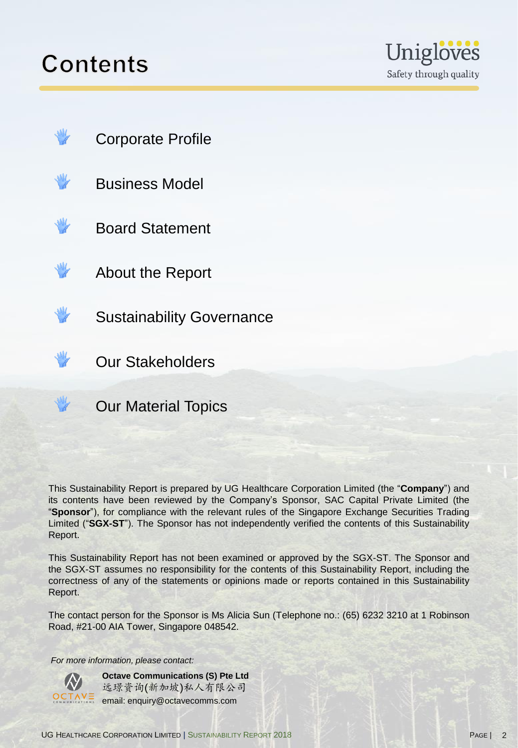# Contents

- Corporate Profile
- Business Model
- Board Statement
- About the Report
- Sustainability Governance
- Our Stakeholders
- Our Material Topics

This Sustainability Report is prepared by UG Healthcare Corporation Limited (the "**Company**") and its contents have been reviewed by the Company's Sponsor, SAC Capital Private Limited (the "**Sponsor**"), for compliance with the relevant rules of the Singapore Exchange Securities Trading Limited ("**SGX-ST**"). The Sponsor has not independently verified the contents of this Sustainability Report.

This Sustainability Report has not been examined or approved by the SGX-ST. The Sponsor and the SGX-ST assumes no responsibility for the contents of this Sustainability Report, including the correctness of any of the statements or opinions made or reports contained in this Sustainability Report.

The contact person for the Sponsor is Ms Alicia Sun (Telephone no.: (65) 6232 3210 at 1 Robinson Road, #21-00 AIA Tower, Singapore 048542.

*For more information, please contact:*

**Octave Communications (S) Pte Ltd**
远璟资询(新加坡)私人有限公司
email: enquiry@octavecomms.com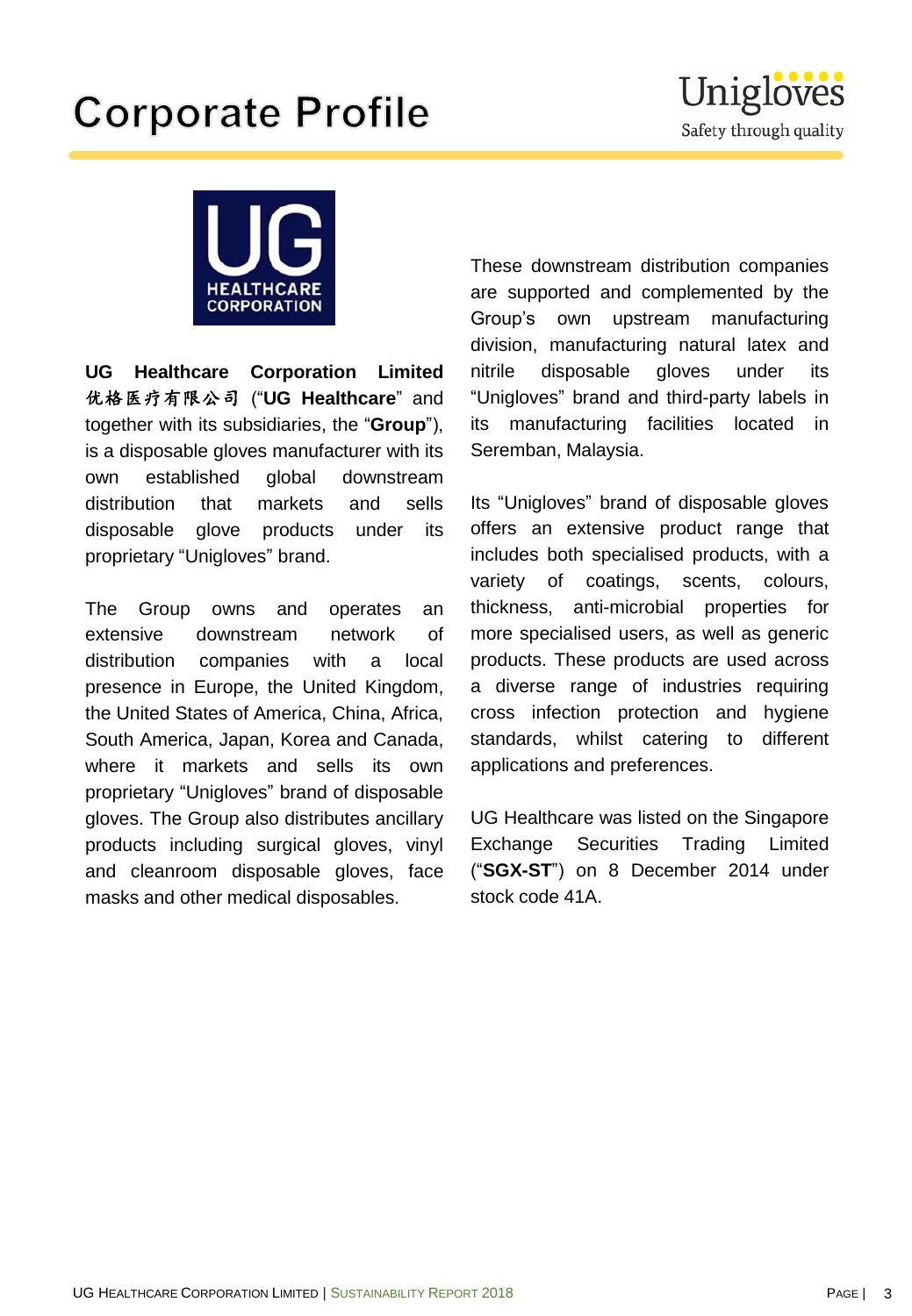# Corporate Profile

**UG Healthcare Corporation Limited** 优格医疗有限公司 ("**UG Healthcare**" and together with its subsidiaries, the "**Group**"), is a disposable gloves manufacturer with its own established global downstream distribution that markets and sells disposable glove products under its proprietary "Unigloves" brand.

The Group owns and operates an extensive downstream network of distribution companies with a local presence in Europe, the United Kingdom, the United States of America, China, Africa, South America, Japan, Korea and Canada, where it markets and sells its own proprietary "Unigloves" brand of disposable gloves. The Group also distributes ancillary products including surgical gloves, vinyl and cleanroom disposable gloves, face masks and other medical disposables.

These downstream distribution companies are supported and complemented by the Group's own upstream manufacturing division, manufacturing natural latex and nitrile disposable gloves under its "Unigloves" brand and third-party labels in its manufacturing facilities located in Seremban, Malaysia.

Its "Unigloves" brand of disposable gloves offers an extensive product range that includes both specialised products, with a variety of coatings, scents, colours, thickness, anti-microbial properties for more specialised users, as well as generic products. These products are used across a diverse range of industries requiring cross infection protection and hygiene standards, whilst catering to different applications and preferences.

UG Healthcare was listed on the Singapore Exchange Securities Trading Limited ("**SGX-ST**") on 8 December 2014 under stock code 41A.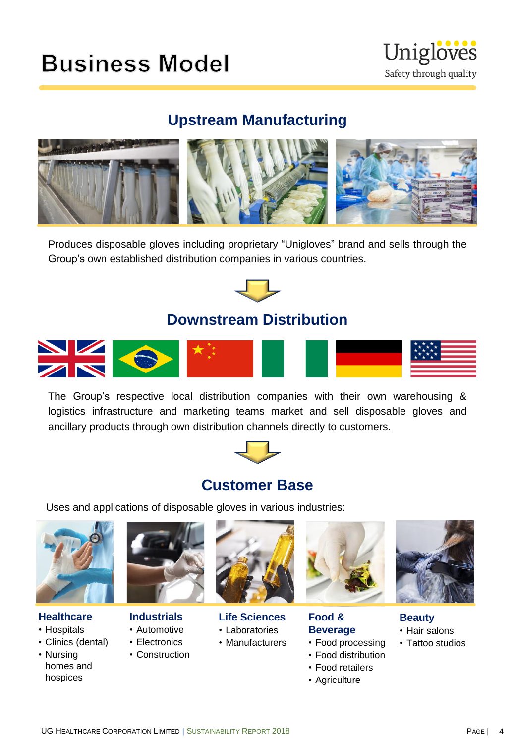# Business Model

Unigloves
Safety through quality

## Upstream Manufacturing

Produces disposable gloves including proprietary “Unigloves” brand and sells through the Group’s own established distribution companies in various countries.

## Downstream Distribution

The Group’s respective local distribution companies with their own warehousing & logistics infrastructure and marketing teams market and sell disposable gloves and ancillary products through own distribution channels directly to customers.

## Customer Base

Uses and applications of disposable gloves in various industries:

### Healthcare
- Hospitals
- Clinics (dental)
- Nursing homes and hospices

### Industrials
- Automotive
- Electronics
- Construction

### Life Sciences
- Laboratories
- Manufacturers

### Food & Beverage
- Food processing
- Food distribution
- Food retailers
- Agriculture

### Beauty
- Hair salons
- Tattoo studios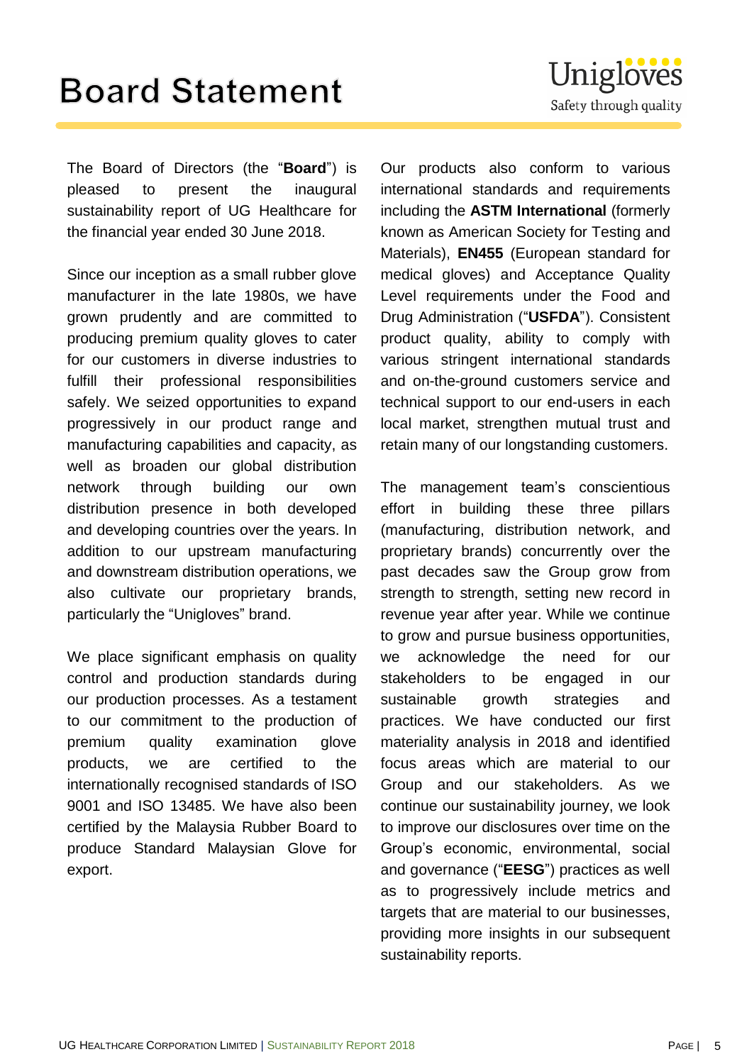# Board Statement

The Board of Directors (the "**Board**") is pleased to present the inaugural sustainability report of UG Healthcare for the financial year ended 30 June 2018.

Since our inception as a small rubber glove manufacturer in the late 1980s, we have grown prudently and are committed to producing premium quality gloves to cater for our customers in diverse industries to fulfill their professional responsibilities safely. We seized opportunities to expand progressively in our product range and manufacturing capabilities and capacity, as well as broaden our global distribution network through building our own distribution presence in both developed and developing countries over the years. In addition to our upstream manufacturing and downstream distribution operations, we also cultivate our proprietary brands, particularly the "Unigloves" brand.

We place significant emphasis on quality control and production standards during our production processes. As a testament to our commitment to the production of premium quality examination glove products, we are certified to the internationally recognised standards of ISO 9001 and ISO 13485. We have also been certified by the Malaysia Rubber Board to produce Standard Malaysian Glove for export.

Our products also conform to various international standards and requirements including the **ASTM International** (formerly known as American Society for Testing and Materials), **EN455** (European standard for medical gloves) and Acceptance Quality Level requirements under the Food and Drug Administration ("**USFDA**"). Consistent product quality, ability to comply with various stringent international standards and on-the-ground customers service and technical support to our end-users in each local market, strengthen mutual trust and retain many of our longstanding customers.

The management team's conscientious effort in building these three pillars (manufacturing, distribution network, and proprietary brands) concurrently over the past decades saw the Group grow from strength to strength, setting new record in revenue year after year. While we continue to grow and pursue business opportunities, we acknowledge the need for our stakeholders to be engaged in our sustainable growth strategies and practices. We have conducted our first materiality analysis in 2018 and identified focus areas which are material to our Group and our stakeholders. As we continue our sustainability journey, we look to improve our disclosures over time on the Group's economic, environmental, social and governance ("**EESG**") practices as well as to progressively include metrics and targets that are material to our businesses, providing more insights in our subsequent sustainability reports.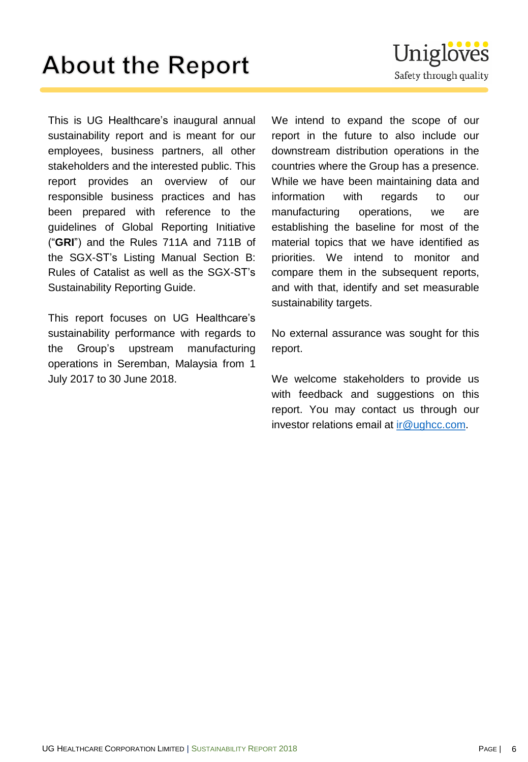# About the Report

This is UG Healthcare's inaugural annual sustainability report and is meant for our employees, business partners, all other stakeholders and the interested public. This report provides an overview of our responsible business practices and has been prepared with reference to the guidelines of Global Reporting Initiative ("**GRI**") and the Rules 711A and 711B of the SGX-ST's Listing Manual Section B: Rules of Catalist as well as the SGX-ST's Sustainability Reporting Guide.

This report focuses on UG Healthcare's sustainability performance with regards to the Group's upstream manufacturing operations in Seremban, Malaysia from 1 July 2017 to 30 June 2018.

We intend to expand the scope of our report in the future to also include our downstream distribution operations in the countries where the Group has a presence. While we have been maintaining data and information with regards to our manufacturing operations, we are establishing the baseline for most of the material topics that we have identified as priorities. We intend to monitor and compare them in the subsequent reports, and with that, identify and set measurable sustainability targets.

No external assurance was sought for this report.

We welcome stakeholders to provide us with feedback and suggestions on this report. You may contact us through our investor relations email at ir@ughcc.com.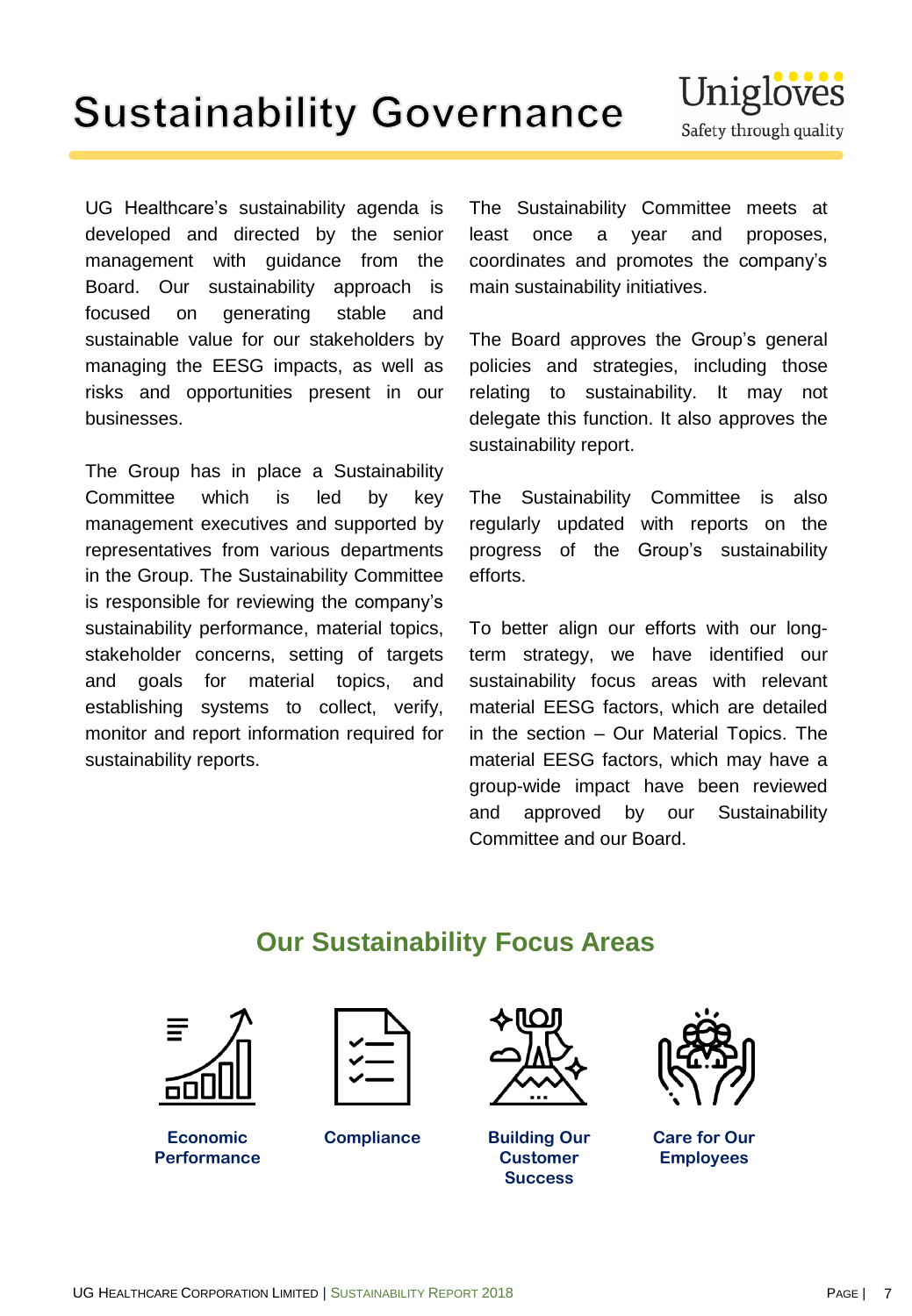# Sustainability Governance

UG Healthcare's sustainability agenda is developed and directed by the senior management with guidance from the Board. Our sustainability approach is focused on generating stable and sustainable value for our stakeholders by managing the EESG impacts, as well as risks and opportunities present in our businesses.

The Group has in place a Sustainability Committee which is led by key management executives and supported by representatives from various departments in the Group. The Sustainability Committee is responsible for reviewing the company's sustainability performance, material topics, stakeholder concerns, setting of targets and goals for material topics, and establishing systems to collect, verify, monitor and report information required for sustainability reports.

The Sustainability Committee meets at least once a year and proposes, coordinates and promotes the company's main sustainability initiatives.

The Board approves the Group's general policies and strategies, including those relating to sustainability. It may not delegate this function. It also approves the sustainability report.

The Sustainability Committee is also regularly updated with reports on the progress of the Group's sustainability efforts.

To better align our efforts with our long-term strategy, we have identified our sustainability focus areas with relevant material EESG factors, which are detailed in the section – Our Material Topics. The material EESG factors, which may have a group-wide impact have been reviewed and approved by our Sustainability Committee and our Board.

## Our Sustainability Focus Areas

**Economic Performance**

**Compliance**

**Building Our Customer Success**

**Care for Our Employees**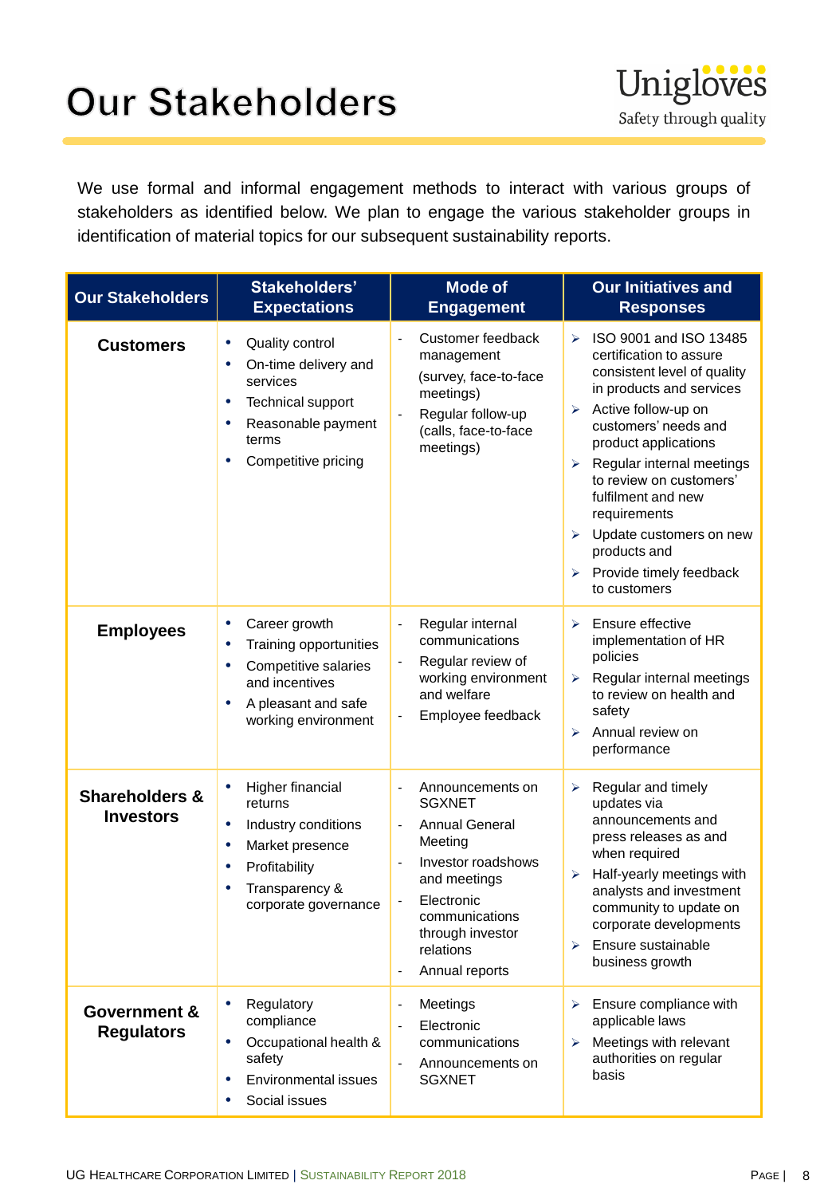# Our Stakeholders

We use formal and informal engagement methods to interact with various groups of stakeholders as identified below. We plan to engage the various stakeholder groups in identification of material topics for our subsequent sustainability reports.

| Our Stakeholders | Stakeholders' Expectations | Mode of Engagement | Our Initiatives and Responses |
|---|---|---|---|
| **Customers** | • Quality control<br>• On-time delivery and services<br>• Technical support<br>• Reasonable payment terms<br>• Competitive pricing | - Customer feedback management (survey, face-to-face meetings)<br>- Regular follow-up (calls, face-to-face meetings) | ➢ ISO 9001 and ISO 13485 certification to assure consistent level of quality in products and services<br>➢ Active follow-up on customers' needs and product applications<br>➢ Regular internal meetings to review on customers' fulfilment and new requirements<br>➢ Update customers on new products and<br>➢ Provide timely feedback to customers |
| **Employees** | • Career growth<br>• Training opportunities<br>• Competitive salaries and incentives<br>• A pleasant and safe working environment | - Regular internal communications<br>- Regular review of working environment and welfare<br>- Employee feedback | ➢ Ensure effective implementation of HR policies<br>➢ Regular internal meetings to review on health and safety<br>➢ Annual review on performance |
| **Shareholders & Investors** | • Higher financial returns<br>• Industry conditions<br>• Market presence<br>• Profitability<br>• Transparency & corporate governance | - Announcements on SGXNET<br>- Annual General Meeting<br>- Investor roadshows and meetings<br>- Electronic communications through investor relations<br>- Annual reports | ➢ Regular and timely updates via announcements and press releases as and when required<br>➢ Half-yearly meetings with analysts and investment community to update on corporate developments<br>➢ Ensure sustainable business growth |
| **Government & Regulators** | • Regulatory compliance<br>• Occupational health & safety<br>• Environmental issues<br>• Social issues | - Meetings<br>- Electronic communications<br>- Announcements on SGXNET | ➢ Ensure compliance with applicable laws<br>➢ Meetings with relevant authorities on regular basis |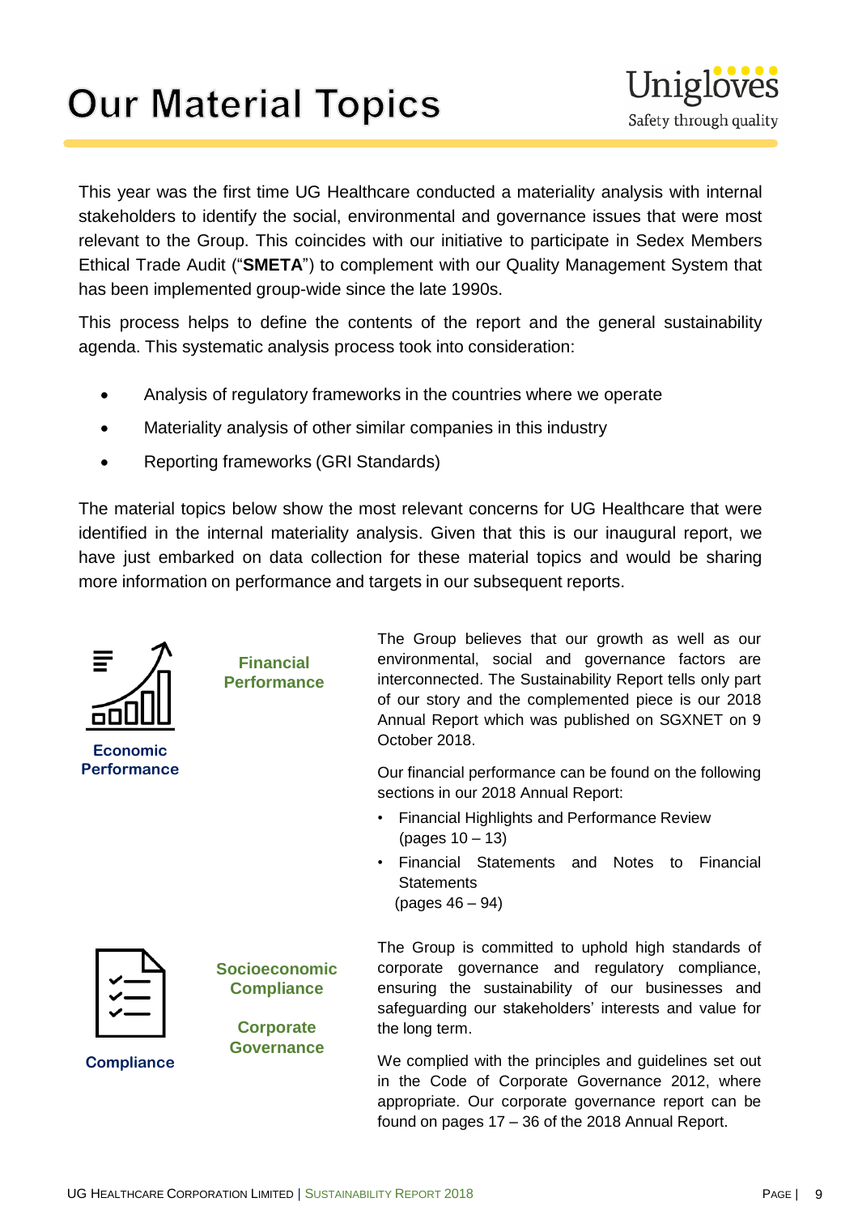# Our Material Topics

This year was the first time UG Healthcare conducted a materiality analysis with internal stakeholders to identify the social, environmental and governance issues that were most relevant to the Group. This coincides with our initiative to participate in Sedex Members Ethical Trade Audit ("**SMETA**") to complement with our Quality Management System that has been implemented group-wide since the late 1990s.

This process helps to define the contents of the report and the general sustainability agenda. This systematic analysis process took into consideration:

- Analysis of regulatory frameworks in the countries where we operate
- Materiality analysis of other similar companies in this industry
- Reporting frameworks (GRI Standards)

The material topics below show the most relevant concerns for UG Healthcare that were identified in the internal materiality analysis. Given that this is our inaugural report, we have just embarked on data collection for these material topics and would be sharing more information on performance and targets in our subsequent reports.

### Economic Performance

**Financial Performance**

The Group believes that our growth as well as our environmental, social and governance factors are interconnected. The Sustainability Report tells only part of our story and the complemented piece is our 2018 Annual Report which was published on SGXNET on 9 October 2018.

Our financial performance can be found on the following sections in our 2018 Annual Report:

- Financial Highlights and Performance Review (pages 10 – 13)
- Financial Statements and Notes to Financial Statements (pages 46 – 94)

### Compliance

**Socioeconomic Compliance**

**Corporate Governance**

The Group is committed to uphold high standards of corporate governance and regulatory compliance, ensuring the sustainability of our businesses and safeguarding our stakeholders' interests and value for the long term.

We complied with the principles and guidelines set out in the Code of Corporate Governance 2012, where appropriate. Our corporate governance report can be found on pages 17 – 36 of the 2018 Annual Report.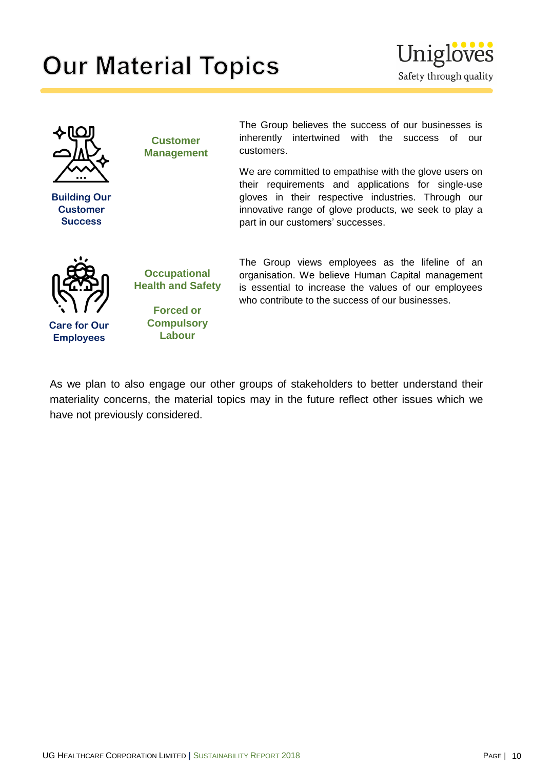# Our Material Topics

| Pillar | Material Topics | Description |
|---|---|---|
| **Building Our Customer Success** | **Customer Management** | The Group believes the success of our businesses is inherently intertwined with the success of our customers. We are committed to empathise with the glove users on their requirements and applications for single-use gloves in their respective industries. Through our innovative range of glove products, we seek to play a part in our customers' successes. |
| **Care for Our Employees** | **Occupational Health and Safety**<br>**Forced or Compulsory Labour** | The Group views employees as the lifeline of an organisation. We believe Human Capital management is essential to increase the values of our employees who contribute to the success of our businesses. |

As we plan to also engage our other groups of stakeholders to better understand their materiality concerns, the material topics may in the future reflect other issues which we have not previously considered.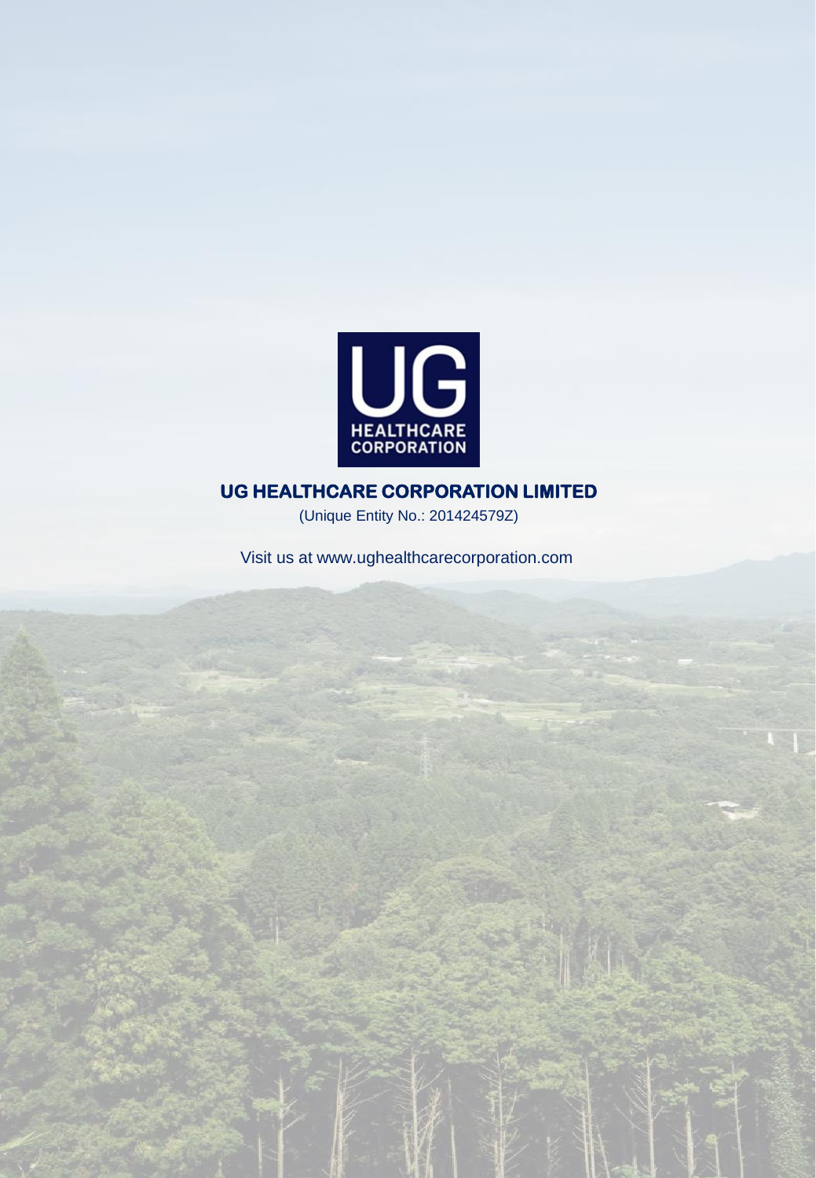UG HEALTHCARE CORPORATION

**UG HEALTHCARE CORPORATION LIMITED**

(Unique Entity No.: 201424579Z)

Visit us at www.ughealthcarecorporation.com